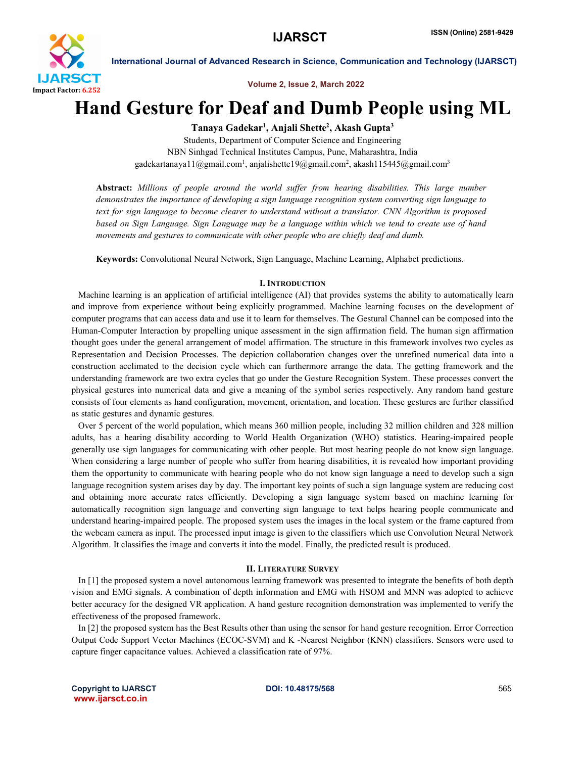# Hand Gesture for Deaf and Dumb People using ML

**Tanaya Gadekar[1], Anjali Shette[2], Akash Gupta[3]**

Students, Department of Computer Science and Engineering

NBN Sinhgad Technical Institutes Campus, Pune, Maharashtra, India

gadekartanaya11@gmail.com[1], anjalishette19@gmail.com[2], akash115445@gmail.com[3]

**Abstract:** *Millions of people around the world suffer from hearing disabilities. This large number demonstrates the importance of developing a sign language recognition system converting sign language to text for sign language to become clearer to understand without a translator. CNN Algorithm is proposed based on Sign Language. Sign Language may be a language within which we tend to create use of hand movements and gestures to communicate with other people who are chiefly deaf and dumb.*

**Keywords:** Convolutional Neural Network, Sign Language, Machine Learning, Alphabet predictions.

## I. Introduction

Machine learning is an application of artificial intelligence (AI) that provides systems the ability to automatically learn and improve from experience without being explicitly programmed. Machine learning focuses on the development of computer programs that can access data and use it to learn for themselves. The Gestural Channel can be composed into the Human-Computer Interaction by propelling unique assessment in the sign affirmation field. The human sign affirmation thought goes under the general arrangement of model affirmation. The structure in this framework involves two cycles as Representation and Decision Processes. The depiction collaboration changes over the unrefined numerical data into a construction acclimated to the decision cycle which can furthermore arrange the data. The getting framework and the understanding framework are two extra cycles that go under the Gesture Recognition System. These processes convert the physical gestures into numerical data and give a meaning of the symbol series respectively. Any random hand gesture consists of four elements as hand configuration, movement, orientation, and location. These gestures are further classified as static gestures and dynamic gestures.

Over 5 percent of the world population, which means 360 million people, including 32 million children and 328 million adults, has a hearing disability according to World Health Organization (WHO) statistics. Hearing-impaired people generally use sign languages for communicating with other people. But most hearing people do not know sign language. When considering a large number of people who suffer from hearing disabilities, it is revealed how important providing them the opportunity to communicate with hearing people who do not know sign language a need to develop such a sign language recognition system arises day by day. The important key points of such a sign language system are reducing cost and obtaining more accurate rates efficiently. Developing a sign language system based on machine learning for automatically recognition sign language and converting sign language to text helps hearing people communicate and understand hearing-impaired people. The proposed system uses the images in the local system or the frame captured from the webcam camera as input. The processed input image is given to the classifiers which use Convolution Neural Network Algorithm. It classifies the image and converts it into the model. Finally, the predicted result is produced.

## II. Literature Survey

In [1] the proposed system a novel autonomous learning framework was presented to integrate the benefits of both depth vision and EMG signals. A combination of depth information and EMG with HSOM and MNN was adopted to achieve better accuracy for the designed VR application. A hand gesture recognition demonstration was implemented to verify the effectiveness of the proposed framework.

In [2] the proposed system has the Best Results other than using the sensor for hand gesture recognition. Error Correction Output Code Support Vector Machines (ECOC-SVM) and K -Nearest Neighbor (KNN) classifiers. Sensors were used to capture finger capacitance values. Achieved a classification rate of 97%.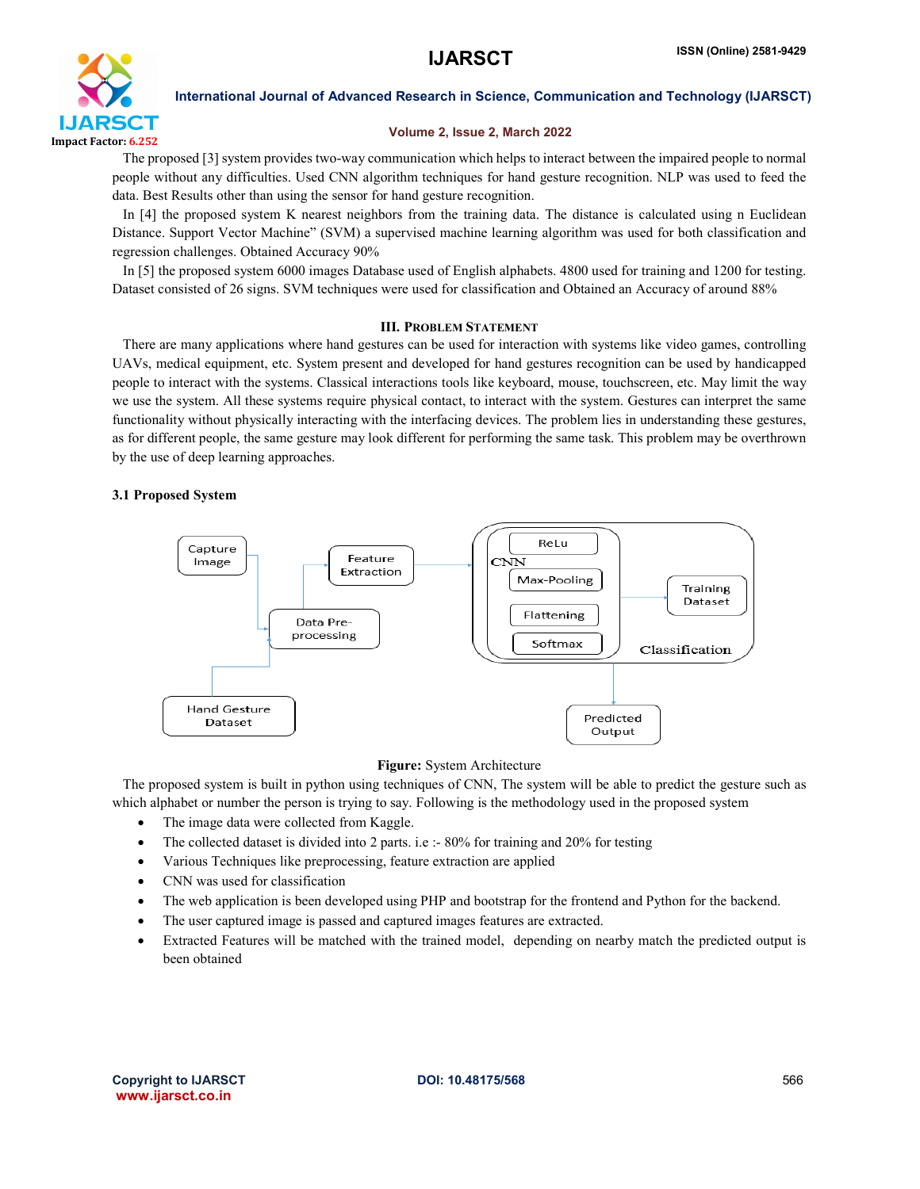The proposed [3] system provides two-way communication which helps to interact between the impaired people to normal people without any difficulties. Used CNN algorithm techniques for hand gesture recognition. NLP was used to feed the data. Best Results other than using the sensor for hand gesture recognition.

In [4] the proposed system K nearest neighbors from the training data. The distance is calculated using n Euclidean Distance. Support Vector Machine" (SVM) a supervised machine learning algorithm was used for both classification and regression challenges. Obtained Accuracy 90%

In [5] the proposed system 6000 images Database used of English alphabets. 4800 used for training and 1200 for testing. Dataset consisted of 26 signs. SVM techniques were used for classification and Obtained an Accuracy of around 88%

## III. Problem Statement

There are many applications where hand gestures can be used for interaction with systems like video games, controlling UAVs, medical equipment, etc. System present and developed for hand gestures recognition can be used by handicapped people to interact with the systems. Classical interactions tools like keyboard, mouse, touchscreen, etc. May limit the way we use the system. All these systems require physical contact, to interact with the system. Gestures can interpret the same functionality without physically interacting with the interfacing devices. The problem lies in understanding these gestures, as for different people, the same gesture may look different for performing the same task. This problem may be overthrown by the use of deep learning approaches.

### 3.1 Proposed System

Capture Image → Data Pre-processing ← Hand Gesture Dataset; Data Pre-processing → Feature Extraction → CNN (ReLu, Max-Pooling, Flattening, Softmax) → Training Dataset; Classification → Predicted Output

**Figure:** System Architecture

The proposed system is built in python using techniques of CNN, The system will be able to predict the gesture such as which alphabet or number the person is trying to say. Following is the methodology used in the proposed system

- The image data were collected from Kaggle.
- The collected dataset is divided into 2 parts. i.e :- 80% for training and 20% for testing
- Various Techniques like preprocessing, feature extraction are applied
- CNN was used for classification
- The web application is been developed using PHP and bootstrap for the frontend and Python for the backend.
- The user captured image is passed and captured images features are extracted.
- Extracted Features will be matched with the trained model, depending on nearby match the predicted output is been obtained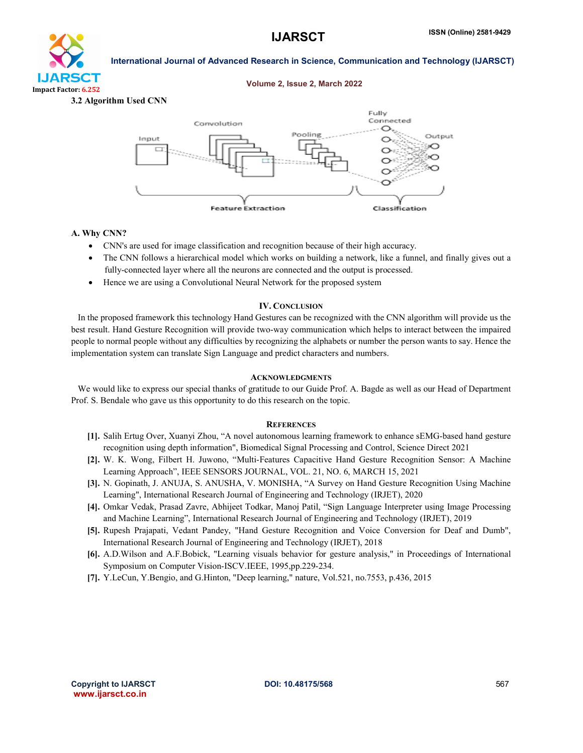### 3.2 Algorithm Used CNN

Input

Convolution

Pooling

Fully Connected

Output

Feature Extraction

Classification

#### A. Why CNN?

- CNN's are used for image classification and recognition because of their high accuracy.
- The CNN follows a hierarchical model which works on building a network, like a funnel, and finally gives out a fully-connected layer where all the neurons are connected and the output is processed.
- Hence we are using a Convolutional Neural Network for the proposed system

## IV. Conclusion

In the proposed framework this technology Hand Gestures can be recognized with the CNN algorithm will provide us the best result. Hand Gesture Recognition will provide two-way communication which helps to interact between the impaired people to normal people without any difficulties by recognizing the alphabets or number the person wants to say. Hence the implementation system can translate Sign Language and predict characters and numbers.

## Acknowledgments

We would like to express our special thanks of gratitude to our Guide Prof. A. Bagde as well as our Head of Department Prof. S. Bendale who gave us this opportunity to do this research on the topic.

## References

**[1].** Salih Ertug Over, Xuanyi Zhou, "A novel autonomous learning framework to enhance sEMG-based hand gesture recognition using depth information", Biomedical Signal Processing and Control, Science Direct 2021

**[2].** W. K. Wong, Filbert H. Juwono, "Multi-Features Capacitive Hand Gesture Recognition Sensor: A Machine Learning Approach", IEEE SENSORS JOURNAL, VOL. 21, NO. 6, MARCH 15, 2021

**[3].** N. Gopinath, J. ANUJA, S. ANUSHA, V. MONISHA, "A Survey on Hand Gesture Recognition Using Machine Learning", International Research Journal of Engineering and Technology (IRJET), 2020

**[4].** Omkar Vedak, Prasad Zavre, Abhijeet Todkar, Manoj Patil, "Sign Language Interpreter using Image Processing and Machine Learning", International Research Journal of Engineering and Technology (IRJET), 2019

**[5].** Rupesh Prajapati, Vedant Pandey, "Hand Gesture Recognition and Voice Conversion for Deaf and Dumb", International Research Journal of Engineering and Technology (IRJET), 2018

**[6].** A.D.Wilson and A.F.Bobick, "Learning visuals behavior for gesture analysis," in Proceedings of International Symposium on Computer Vision-ISCV.IEEE, 1995,pp.229-234.

**[7].** Y.LeCun, Y.Bengio, and G.Hinton, "Deep learning," nature, Vol.521, no.7553, p.436, 2015